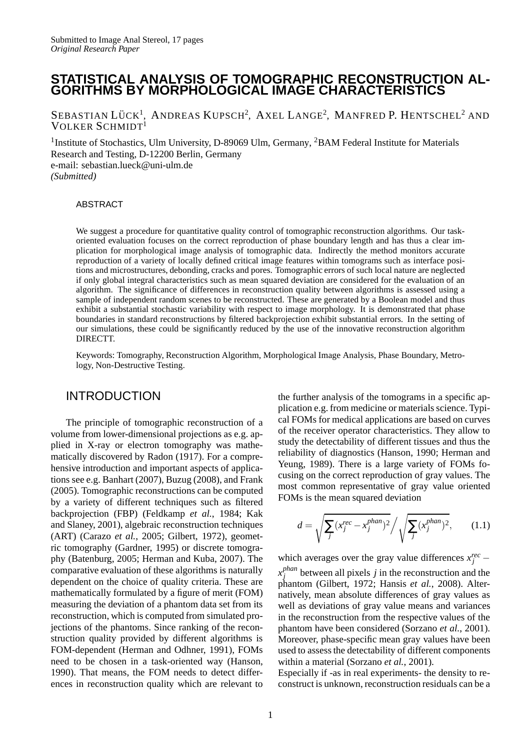Submitted to Image Anal Stereol, 17 pages
*Original Research Paper*

# STATISTICAL ANALYSIS OF TOMOGRAPHIC RECONSTRUCTION ALGORITHMS BY MORPHOLOGICAL IMAGE CHARACTERISTICS

SEBASTIAN LÜCK[1], ANDREAS KUPSCH[2], AXEL LANGE[2], MANFRED P. HENTSCHEL[2] AND VOLKER SCHMIDT[1]

[1]Institute of Stochastics, Ulm University, D-89069 Ulm, Germany, [2]BAM Federal Institute for Materials Research and Testing, D-12200 Berlin, Germany
e-mail: sebastian.lueck@uni-ulm.de
*(Submitted)*

## ABSTRACT

We suggest a procedure for quantitative quality control of tomographic reconstruction algorithms. Our task-oriented evaluation focuses on the correct reproduction of phase boundary length and has thus a clear implication for morphological image analysis of tomographic data. Indirectly the method monitors accurate reproduction of a variety of locally defined critical image features within tomograms such as interface positions and microstructures, debonding, cracks and pores. Tomographic errors of such local nature are neglected if only global integral characteristics such as mean squared deviation are considered for the evaluation of an algorithm. The significance of differences in reconstruction quality between algorithms is assessed using a sample of independent random scenes to be reconstructed. These are generated by a Boolean model and thus exhibit a substantial stochastic variability with respect to image morphology. It is demonstrated that phase boundaries in standard reconstructions by filtered backprojection exhibit substantial errors. In the setting of our simulations, these could be significantly reduced by the use of the innovative reconstruction algorithm DIRECTT.

Keywords: Tomography, Reconstruction Algorithm, Morphological Image Analysis, Phase Boundary, Metrology, Non-Destructive Testing.

## INTRODUCTION

The principle of tomographic reconstruction of a volume from lower-dimensional projections as e.g. applied in X-ray or electron tomography was mathematically discovered by Radon (1917). For a comprehensive introduction and important aspects of applications see e.g. Banhart (2007), Buzug (2008), and Frank (2005). Tomographic reconstructions can be computed by a variety of different techniques such as filtered backprojection (FBP) (Feldkamp *et al.*, 1984; Kak and Slaney, 2001), algebraic reconstruction techniques (ART) (Carazo *et al.*, 2005; Gilbert, 1972), geometric tomography (Gardner, 1995) or discrete tomography (Batenburg, 2005; Herman and Kuba, 2007). The comparative evaluation of these algorithms is naturally dependent on the choice of quality criteria. These are mathematically formulated by a figure of merit (FOM) measuring the deviation of a phantom data set from its reconstruction, which is computed from simulated projections of the phantoms. Since ranking of the reconstruction quality provided by different algorithms is FOM-dependent (Herman and Odhner, 1991), FOMs need to be chosen in a task-oriented way (Hanson, 1990). That means, the FOM needs to detect differences in reconstruction quality which are relevant to the further analysis of the tomograms in a specific application e.g. from medicine or materials science. Typical FOMs for medical applications are based on curves of the receiver operator characteristics. They allow to study the detectability of different tissues and thus the reliability of diagnostics (Hanson, 1990; Herman and Yeung, 1989). There is a large variety of FOMs focusing on the correct reproduction of gray values. The most common representative of gray value oriented FOMs is the mean squared deviation

$$d = \sqrt{\sum_j (x_j^{rec} - x_j^{phan})^2} \Big/ \sqrt{\sum_j (x_j^{phan})^2}, \qquad (1.1)$$

which averages over the gray value differences $x_j^{rec} - x_j^{phan}$ between all pixels $j$ in the reconstruction and the phantom (Gilbert, 1972; Hansis *et al.*, 2008). Alternatively, mean absolute differences of gray values as well as deviations of gray value means and variances in the reconstruction from the respective values of the phantom have been considered (Sorzano *et al.*, 2001). Moreover, phase-specific mean gray values have been used to assess the detectability of different components within a material (Sorzano *et al.*, 2001).

Especially if -as in real experiments- the density to reconstruct is unknown, reconstruction residuals can be a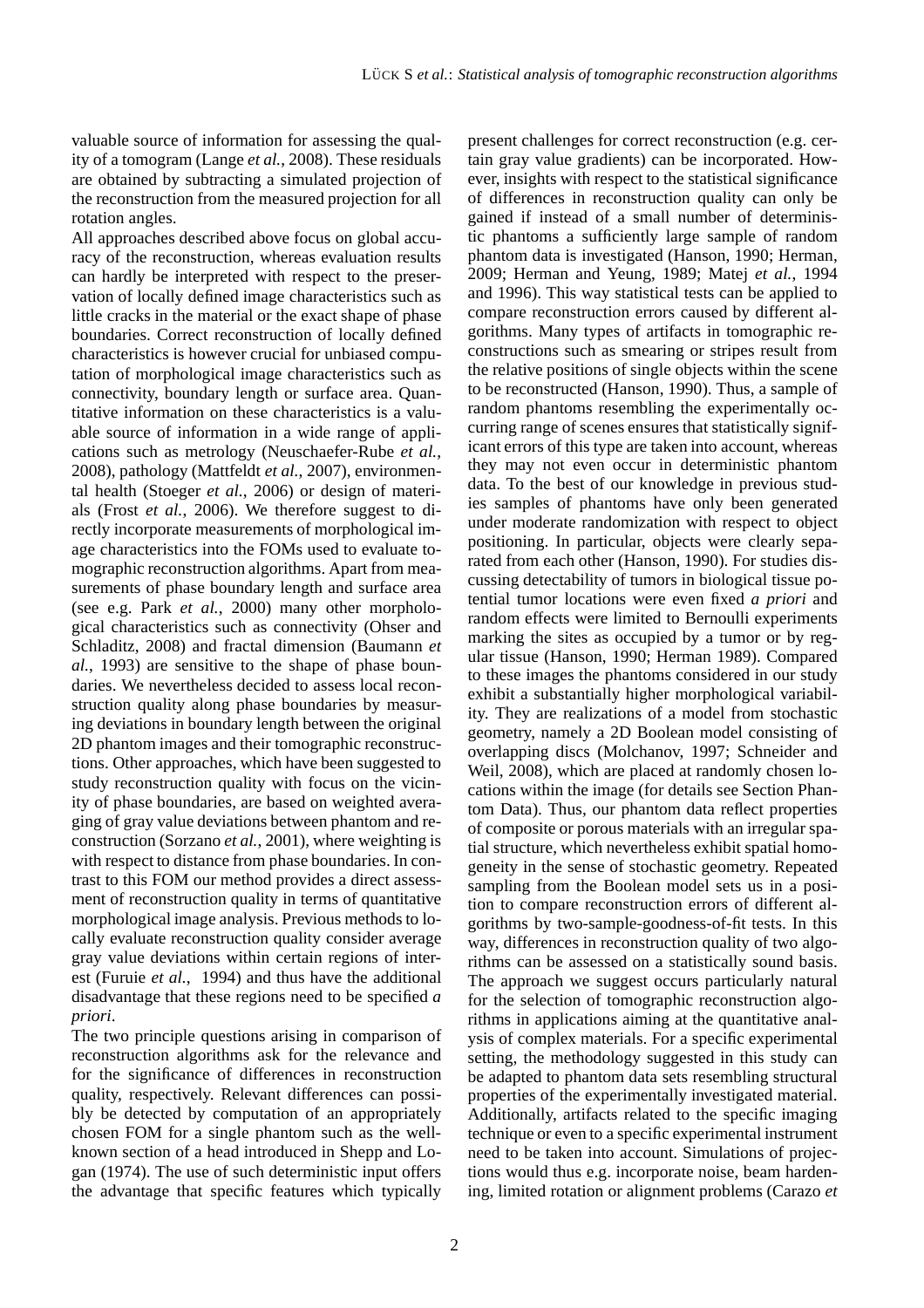valuable source of information for assessing the quality of a tomogram (Lange *et al.*, 2008). These residuals are obtained by subtracting a simulated projection of the reconstruction from the measured projection for all rotation angles.

All approaches described above focus on global accuracy of the reconstruction, whereas evaluation results can hardly be interpreted with respect to the preservation of locally defined image characteristics such as little cracks in the material or the exact shape of phase boundaries. Correct reconstruction of locally defined characteristics is however crucial for unbiased computation of morphological image characteristics such as connectivity, boundary length or surface area. Quantitative information on these characteristics is a valuable source of information in a wide range of applications such as metrology (Neuschaefer-Rube *et al.*, 2008), pathology (Mattfeldt *et al.*, 2007), environmental health (Stoeger *et al.*, 2006) or design of materials (Frost *et al.*, 2006). We therefore suggest to directly incorporate measurements of morphological image characteristics into the FOMs used to evaluate tomographic reconstruction algorithms. Apart from measurements of phase boundary length and surface area (see e.g. Park *et al.*, 2000) many other morphological characteristics such as connectivity (Ohser and Schladitz, 2008) and fractal dimension (Baumann *et al.*, 1993) are sensitive to the shape of phase boundaries. We nevertheless decided to assess local reconstruction quality along phase boundaries by measuring deviations in boundary length between the original 2D phantom images and their tomographic reconstructions. Other approaches, which have been suggested to study reconstruction quality with focus on the vicinity of phase boundaries, are based on weighted averaging of gray value deviations between phantom and reconstruction (Sorzano *et al.*, 2001), where weighting is with respect to distance from phase boundaries. In contrast to this FOM our method provides a direct assessment of reconstruction quality in terms of quantitative morphological image analysis. Previous methods to locally evaluate reconstruction quality consider average gray value deviations within certain regions of interest (Furuie *et al.*, 1994) and thus have the additional disadvantage that these regions need to be specified *a priori*.

The two principle questions arising in comparison of reconstruction algorithms ask for the relevance and for the significance of differences in reconstruction quality, respectively. Relevant differences can possibly be detected by computation of an appropriately chosen FOM for a single phantom such as the well-known section of a head introduced in Shepp and Logan (1974). The use of such deterministic input offers the advantage that specific features which typically present challenges for correct reconstruction (e.g. certain gray value gradients) can be incorporated. However, insights with respect to the statistical significance of differences in reconstruction quality can only be gained if instead of a small number of deterministic phantoms a sufficiently large sample of random phantom data is investigated (Hanson, 1990; Herman, 2009; Herman and Yeung, 1989; Matej *et al.*, 1994 and 1996). This way statistical tests can be applied to compare reconstruction errors caused by different algorithms. Many types of artifacts in tomographic reconstructions such as smearing or stripes result from the relative positions of single objects within the scene to be reconstructed (Hanson, 1990). Thus, a sample of random phantoms resembling the experimentally occurring range of scenes ensures that statistically significant errors of this type are taken into account, whereas they may not even occur in deterministic phantom data. To the best of our knowledge in previous studies samples of phantoms have only been generated under moderate randomization with respect to object positioning. In particular, objects were clearly separated from each other (Hanson, 1990). For studies discussing detectability of tumors in biological tissue potential tumor locations were even fixed *a priori* and random effects were limited to Bernoulli experiments marking the sites as occupied by a tumor or by regular tissue (Hanson, 1990; Herman 1989). Compared to these images the phantoms considered in our study exhibit a substantially higher morphological variability. They are realizations of a model from stochastic geometry, namely a 2D Boolean model consisting of overlapping discs (Molchanov, 1997; Schneider and Weil, 2008), which are placed at randomly chosen locations within the image (for details see Section Phantom Data). Thus, our phantom data reflect properties of composite or porous materials with an irregular spatial structure, which nevertheless exhibit spatial homogeneity in the sense of stochastic geometry. Repeated sampling from the Boolean model sets us in a position to compare reconstruction errors of different algorithms by two-sample-goodness-of-fit tests. In this way, differences in reconstruction quality of two algorithms can be assessed on a statistically sound basis. The approach we suggest occurs particularly natural for the selection of tomographic reconstruction algorithms in applications aiming at the quantitative analysis of complex materials. For a specific experimental setting, the methodology suggested in this study can be adapted to phantom data sets resembling structural properties of the experimentally investigated material. Additionally, artifacts related to the specific imaging technique or even to a specific experimental instrument need to be taken into account. Simulations of projections would thus e.g. incorporate noise, beam hardening, limited rotation or alignment problems (Carazo *et*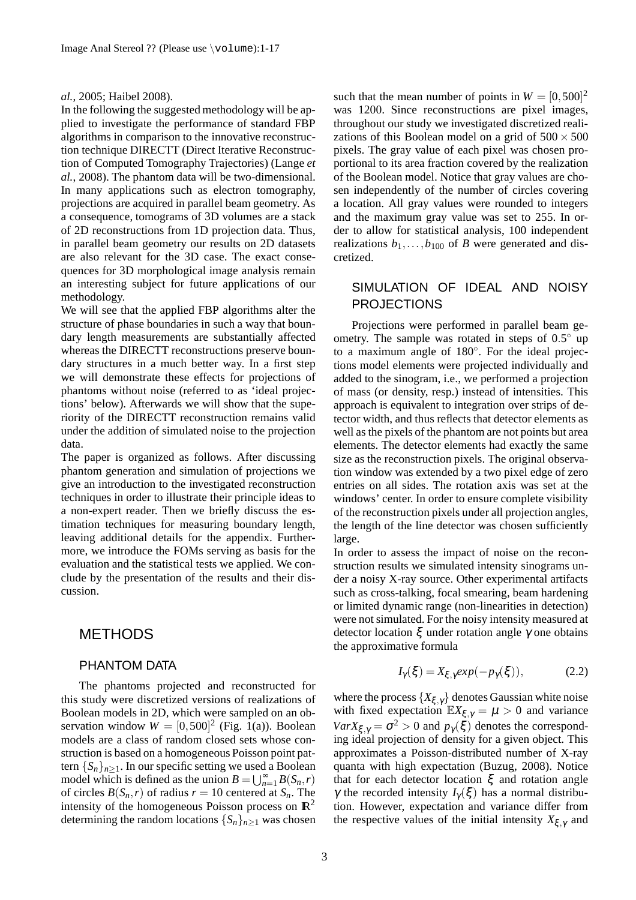*al.*, 2005; Haibel 2008).

In the following the suggested methodology will be applied to investigate the performance of standard FBP algorithms in comparison to the innovative reconstruction technique DIRECTT (Direct Iterative Reconstruction of Computed Tomography Trajectories) (Lange *et al.*, 2008). The phantom data will be two-dimensional. In many applications such as electron tomography, projections are acquired in parallel beam geometry. As a consequence, tomograms of 3D volumes are a stack of 2D reconstructions from 1D projection data. Thus, in parallel beam geometry our results on 2D datasets are also relevant for the 3D case. The exact consequences for 3D morphological image analysis remain an interesting subject for future applications of our methodology.

We will see that the applied FBP algorithms alter the structure of phase boundaries in such a way that boundary length measurements are substantially affected whereas the DIRECTT reconstructions preserve boundary structures in a much better way. In a first step we will demonstrate these effects for projections of phantoms without noise (referred to as 'ideal projections' below). Afterwards we will show that the superiority of the DIRECTT reconstruction remains valid under the addition of simulated noise to the projection data.

The paper is organized as follows. After discussing phantom generation and simulation of projections we give an introduction to the investigated reconstruction techniques in order to illustrate their principle ideas to a non-expert reader. Then we briefly discuss the estimation techniques for measuring boundary length, leaving additional details for the appendix. Furthermore, we introduce the FOMs serving as basis for the evaluation and the statistical tests we applied. We conclude by the presentation of the results and their discussion.

# METHODS

## PHANTOM DATA

The phantoms projected and reconstructed for this study were discretized versions of realizations of Boolean models in 2D, which were sampled on an observation window $W = [0,500]^2$ (Fig. 1(a)). Boolean models are a class of random closed sets whose construction is based on a homogeneous Poisson point pattern $\{S_n\}_{n\geq 1}$. In our specific setting we used a Boolean model which is defined as the union $B = \bigcup_{n=1}^{\infty} B(S_n, r)$ of circles $B(S_n, r)$ of radius $r = 10$ centered at $S_n$. The intensity of the homogeneous Poisson process on $\mathbb{R}^2$ determining the random locations $\{S_n\}_{n\geq 1}$ was chosen such that the mean number of points in $W = [0,500]^2$ was 1200. Since reconstructions are pixel images, throughout our study we investigated discretized realizations of this Boolean model on a grid of $500 \times 500$ pixels. The gray value of each pixel was chosen proportional to its area fraction covered by the realization of the Boolean model. Notice that gray values are chosen independently of the number of circles covering a location. All gray values were rounded to integers and the maximum gray value was set to 255. In order to allow for statistical analysis, 100 independent realizations $b_1, \ldots, b_{100}$ of $B$ were generated and discretized.

## SIMULATION OF IDEAL AND NOISY PROJECTIONS

Projections were performed in parallel beam geometry. The sample was rotated in steps of $0.5^\circ$ up to a maximum angle of $180^\circ$. For the ideal projections model elements were projected individually and added to the sinogram, i.e., we performed a projection of mass (or density, resp.) instead of intensities. This approach is equivalent to integration over strips of detector width, and thus reflects that detector elements as well as the pixels of the phantom are not points but area elements. The detector elements had exactly the same size as the reconstruction pixels. The original observation window was extended by a two pixel edge of zero entries on all sides. The rotation axis was set at the windows' center. In order to ensure complete visibility of the reconstruction pixels under all projection angles, the length of the line detector was chosen sufficiently large.

In order to assess the impact of noise on the reconstruction results we simulated intensity sinograms under a noisy X-ray source. Other experimental artifacts such as cross-talking, focal smearing, beam hardening or limited dynamic range (non-linearities in detection) were not simulated. For the noisy intensity measured at detector location $\xi$ under rotation angle $\gamma$ one obtains the approximative formula

$$I_\gamma(\xi) = X_{\xi,\gamma} exp(-p_\gamma(\xi)), \tag{2.2}$$

where the process $\{X_{\xi,\gamma}\}$ denotes Gaussian white noise with fixed expectation $\mathbb{E}X_{\xi,\gamma} = \mu > 0$ and variance $Var X_{\xi,\gamma} = \sigma^2 > 0$ and $p_\gamma(\xi)$ denotes the corresponding ideal projection of density for a given object. This approximates a Poisson-distributed number of X-ray quanta with high expectation (Buzug, 2008). Notice that for each detector location $\xi$ and rotation angle $\gamma$ the recorded intensity $I_\gamma(\xi)$ has a normal distribution. However, expectation and variance differ from the respective values of the initial intensity $X_{\xi,\gamma}$ and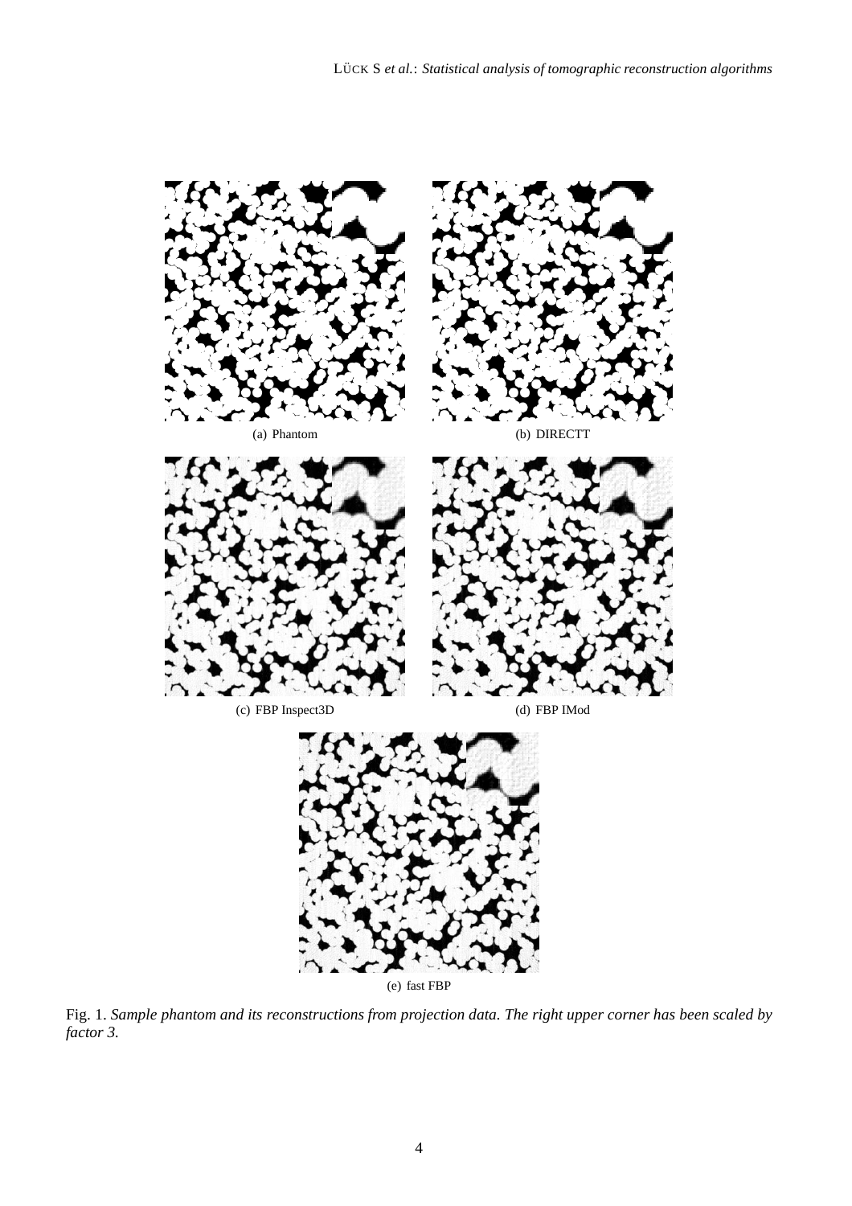(a) Phantom

(b) DIRECTT

(c) FBP Inspect3D

(d) FBP IMod

(e) fast FBP

Fig. 1. *Sample phantom and its reconstructions from projection data. The right upper corner has been scaled by factor 3.*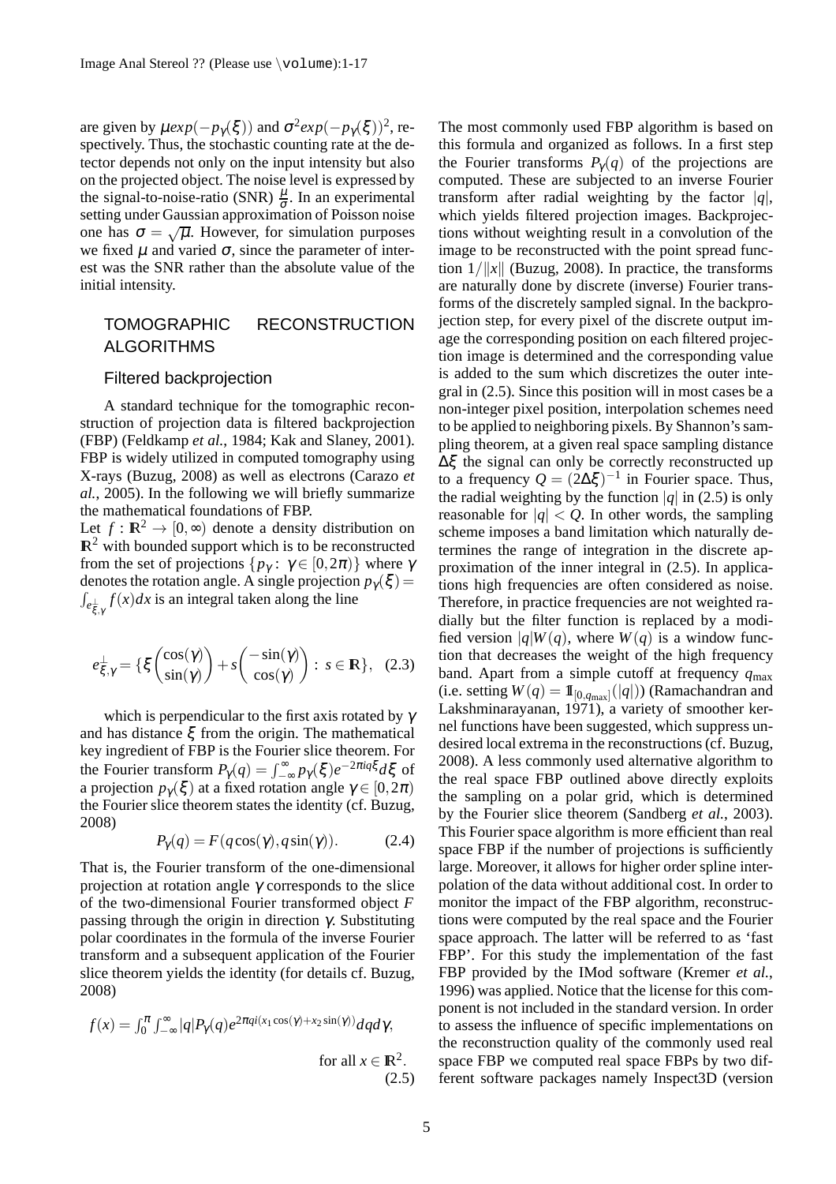are given by $\mu exp(-p_\gamma(\xi))$ and $\sigma^2 exp(-p_\gamma(\xi))^2$, respectively. Thus, the stochastic counting rate at the detector depends not only on the input intensity but also on the projected object. The noise level is expressed by the signal-to-noise-ratio (SNR) $\frac{\mu}{\sigma}$. In an experimental setting under Gaussian approximation of Poisson noise one has $\sigma = \sqrt{\mu}$. However, for simulation purposes we fixed $\mu$ and varied $\sigma$, since the parameter of interest was the SNR rather than the absolute value of the initial intensity.

## TOMOGRAPHIC RECONSTRUCTION ALGORITHMS

### Filtered backprojection

A standard technique for the tomographic reconstruction of projection data is filtered backprojection (FBP) (Feldkamp *et al.*, 1984; Kak and Slaney, 2001). FBP is widely utilized in computed tomography using X-rays (Buzug, 2008) as well as electrons (Carazo *et al.*, 2005). In the following we will briefly summarize the mathematical foundations of FBP.

Let $f : \mathbb{R}^2 \to [0,\infty)$ denote a density distribution on $\mathbb{R}^2$ with bounded support which is to be reconstructed from the set of projections $\{p_\gamma :\ \gamma \in [0,2\pi)\}$ where $\gamma$ denotes the rotation angle. A single projection $p_\gamma(\xi) = \int_{e^{\perp}_{\xi,\gamma}} f(x)dx$ is an integral taken along the line

$$e^{\perp}_{\xi,\gamma} = \{\xi \begin{pmatrix}\cos(\gamma)\\ \sin(\gamma)\end{pmatrix} + s\begin{pmatrix}-\sin(\gamma)\\ \cos(\gamma)\end{pmatrix} :\ s \in \mathbb{R}\}, \quad (2.3)$$

which is perpendicular to the first axis rotated by $\gamma$ and has distance $\xi$ from the origin. The mathematical key ingredient of FBP is the Fourier slice theorem. For the Fourier transform $P_\gamma(q) = \int_{-\infty}^{\infty} p_\gamma(\xi)e^{-2\pi iq\xi}d\xi$ of a projection $p_\gamma(\xi)$ at a fixed rotation angle $\gamma \in [0,2\pi)$ the Fourier slice theorem states the identity (cf. Buzug, 2008)

$$P_\gamma(q) = F(q\cos(\gamma), q\sin(\gamma)). \quad (2.4)$$

That is, the Fourier transform of the one-dimensional projection at rotation angle $\gamma$ corresponds to the slice of the two-dimensional Fourier transformed object $F$ passing through the origin in direction $\gamma$. Substituting polar coordinates in the formula of the inverse Fourier transform and a subsequent application of the Fourier slice theorem yields the identity (for details cf. Buzug, 2008)

$$f(x) = \int_0^\pi \int_{-\infty}^{\infty} |q|P_\gamma(q)e^{2\pi qi(x_1\cos(\gamma)+x_2\sin(\gamma))}dqd\gamma, \quad \text{for all } x \in \mathbb{R}^2. \quad (2.5)$$

The most commonly used FBP algorithm is based on this formula and organized as follows. In a first step the Fourier transforms $P_\gamma(q)$ of the projections are computed. These are subjected to an inverse Fourier transform after radial weighting by the factor $|q|$, which yields filtered projection images. Backprojections without weighting result in a convolution of the image to be reconstructed with the point spread function $1/\|x\|$ (Buzug, 2008). In practice, the transforms are naturally done by discrete (inverse) Fourier transforms of the discretely sampled signal. In the backprojection step, for every pixel of the discrete output image the corresponding position on each filtered projection image is determined and the corresponding value is added to the sum which discretizes the outer integral in (2.5). Since this position will in most cases be a non-integer pixel position, interpolation schemes need to be applied to neighboring pixels. By Shannon's sampling theorem, at a given real space sampling distance $\Delta\xi$ the signal can only be correctly reconstructed up to a frequency $Q = (2\Delta\xi)^{-1}$ in Fourier space. Thus, the radial weighting by the function $|q|$ in (2.5) is only reasonable for $|q| < Q$. In other words, the sampling scheme imposes a band limitation which naturally determines the range of integration in the discrete approximation of the inner integral in (2.5). In applications high frequencies are often considered as noise. Therefore, in practice frequencies are not weighted radially but the filter function is replaced by a modified version $|q|W(q)$, where $W(q)$ is a window function that decreases the weight of the high frequency band. Apart from a simple cutoff at frequency $q_{\max}$ (i.e. setting $W(q) = \mathbb{1}_{[0,q_{\max}]}(|q|)$) (Ramachandran and Lakshminarayanan, 1971), a variety of smoother kernel functions have been suggested, which suppress undesired local extrema in the reconstructions (cf. Buzug, 2008). A less commonly used alternative algorithm to the real space FBP outlined above directly exploits the sampling on a polar grid, which is determined by the Fourier slice theorem (Sandberg *et al.*, 2003). This Fourier space algorithm is more efficient than real space FBP if the number of projections is sufficiently large. Moreover, it allows for higher order spline interpolation of the data without additional cost. In order to monitor the impact of the FBP algorithm, reconstructions were computed by the real space and the Fourier space approach. The latter will be referred to as 'fast FBP'. For this study the implementation of the fast FBP provided by the IMod software (Kremer *et al.*, 1996) was applied. Notice that the license for this component is not included in the standard version. In order to assess the influence of specific implementations on the reconstruction quality of the commonly used real space FBP we computed real space FBPs by two different software packages namely Inspect3D (version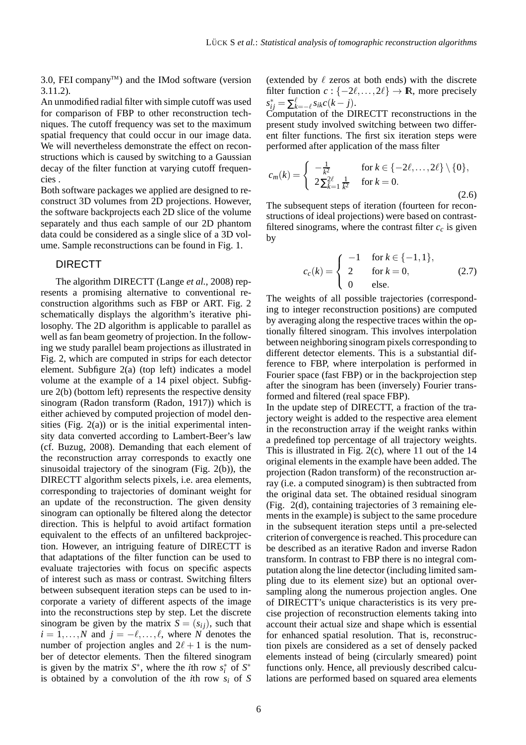3.0, FEI company™) and the IMod software (version 3.11.2).

An unmodified radial filter with simple cutoff was used for comparison of FBP to other reconstruction techniques. The cutoff frequency was set to the maximum spatial frequency that could occur in our image data. We will nevertheless demonstrate the effect on reconstructions which is caused by switching to a Gaussian decay of the filter function at varying cutoff frequencies .

Both software packages we applied are designed to reconstruct 3D volumes from 2D projections. However, the software backprojects each 2D slice of the volume separately and thus each sample of our 2D phantom data could be considered as a single slice of a 3D volume. Sample reconstructions can be found in Fig. 1.

## DIRECTT

The algorithm DIRECTT (Lange *et al.*, 2008) represents a promising alternative to conventional reconstruction algorithms such as FBP or ART. Fig. 2 schematically displays the algorithm's iterative philosophy. The 2D algorithm is applicable to parallel as well as fan beam geometry of projection. In the following we study parallel beam projections as illustrated in Fig. 2, which are computed in strips for each detector element. Subfigure 2(a) (top left) indicates a model volume at the example of a 14 pixel object. Subfigure 2(b) (bottom left) represents the respective density sinogram (Radon transform (Radon, 1917)) which is either achieved by computed projection of model densities (Fig. 2(a)) or is the initial experimental intensity data converted according to Lambert-Beer's law (cf. Buzug, 2008). Demanding that each element of the reconstruction array corresponds to exactly one sinusoidal trajectory of the sinogram (Fig. 2(b)), the DIRECTT algorithm selects pixels, i.e. area elements, corresponding to trajectories of dominant weight for an update of the reconstruction. The given density sinogram can optionally be filtered along the detector direction. This is helpful to avoid artifact formation equivalent to the effects of an unfiltered backprojection. However, an intriguing feature of DIRECTT is that adaptations of the filter function can be used to evaluate trajectories with focus on specific aspects of interest such as mass or contrast. Switching filters between subsequent iteration steps can be used to incorporate a variety of different aspects of the image into the reconstructions step by step. Let the discrete sinogram be given by the matrix $S = (s_{ij})$, such that $i = 1, \dots, N$ and $j = -\ell, \dots, \ell$, where $N$ denotes the number of projection angles and $2\ell + 1$ is the number of detector elements. Then the filtered sinogram is given by the matrix $S^*$, where the $i$th row $s_i^*$ of $S^*$ is obtained by a convolution of the $i$th row $s_i$ of $S$ (extended by $\ell$ zeros at both ends) with the discrete filter function $c : \{-2\ell, \dots, 2\ell\} \to \mathbb{R}$, more precisely $s_{ij}^* = \sum_{k=-\ell}^{\ell} s_{ik} c(k - j)$.

Computation of the DIRECTT reconstructions in the present study involved switching between two different filter functions. The first six iteration steps were performed after application of the mass filter

$$c_m(k) = \begin{cases} -\frac{1}{k^2} & \text{for } k \in \{-2\ell, \dots, 2\ell\} \setminus \{0\}, \\ 2\sum_{k=1}^{2\ell} \frac{1}{k^2} & \text{for } k = 0. \end{cases} \tag{2.6}$$

The subsequent steps of iteration (fourteen for reconstructions of ideal projections) were based on contrast-filtered sinograms, where the contrast filter $c_c$ is given by

$$c_c(k) = \begin{cases} -1 & \text{for } k \in \{-1, 1\}, \\ 2 & \text{for } k = 0, \\ 0 & \text{else.} \end{cases} \tag{2.7}$$

The weights of all possible trajectories (corresponding to integer reconstruction positions) are computed by averaging along the respective traces within the optionally filtered sinogram. This involves interpolation between neighboring sinogram pixels corresponding to different detector elements. This is a substantial difference to FBP, where interpolation is performed in Fourier space (fast FBP) or in the backprojection step after the sinogram has been (inversely) Fourier transformed and filtered (real space FBP).

In the update step of DIRECTT, a fraction of the trajectory weight is added to the respective area element in the reconstruction array if the weight ranks within a predefined top percentage of all trajectory weights. This is illustrated in Fig. 2(c), where 11 out of the 14 original elements in the example have been added. The projection (Radon transform) of the reconstruction array (i.e. a computed sinogram) is then subtracted from the original data set. The obtained residual sinogram (Fig. 2(d), containing trajectories of 3 remaining elements in the example) is subject to the same procedure in the subsequent iteration steps until a pre-selected criterion of convergence is reached. This procedure can be described as an iterative Radon and inverse Radon transform. In contrast to FBP there is no integral computation along the line detector (including limited sampling due to its element size) but an optional oversampling along the numerous projection angles. One of DIRECTT's unique characteristics is its very precise projection of reconstruction elements taking into account their actual size and shape which is essential for enhanced spatial resolution. That is, reconstruction pixels are considered as a set of densely packed elements instead of being (circularly smeared) point functions only. Hence, all previously described calculations are performed based on squared area elements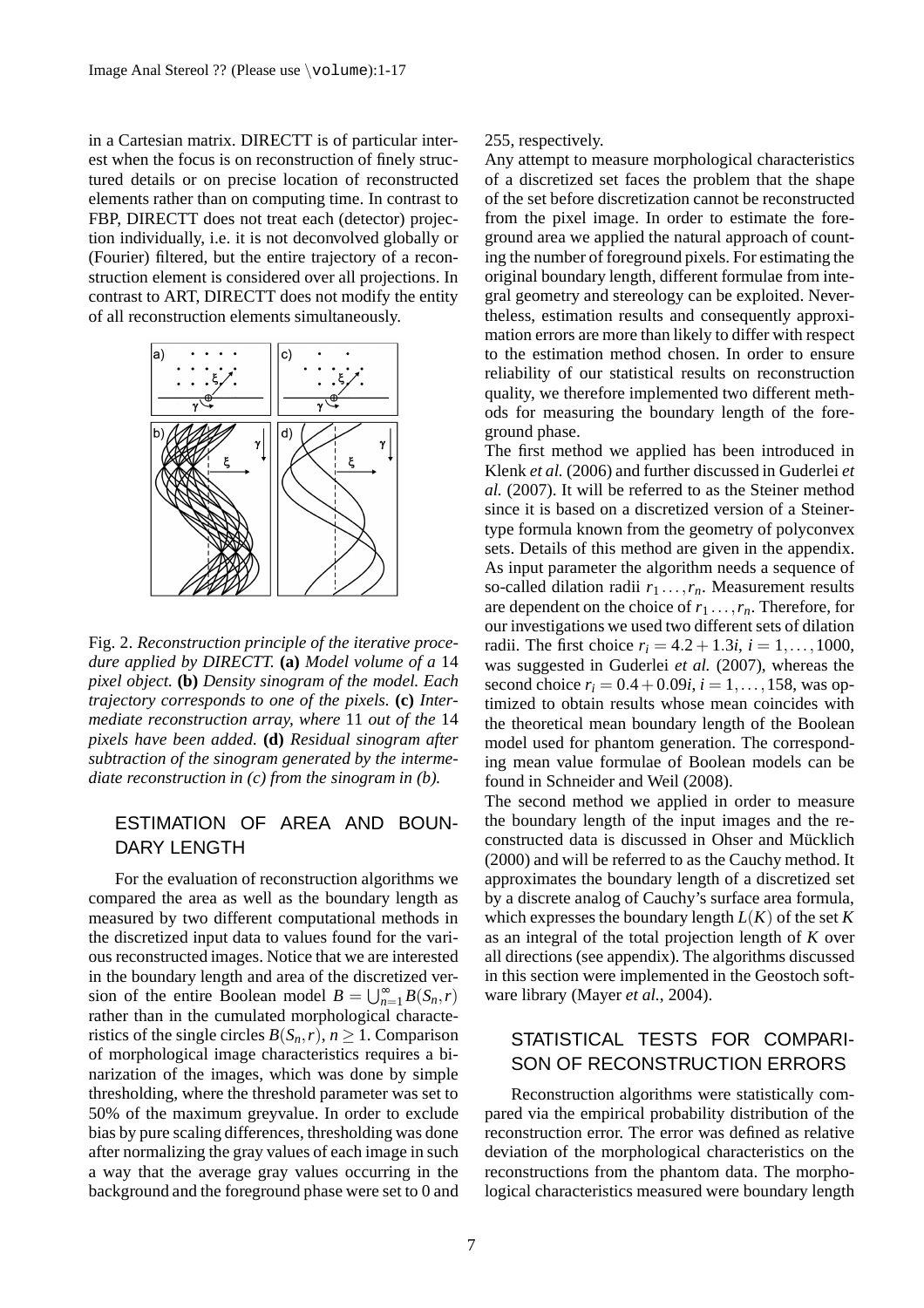in a Cartesian matrix. DIRECTT is of particular interest when the focus is on reconstruction of finely structured details or on precise location of reconstructed elements rather than on computing time. In contrast to FBP, DIRECTT does not treat each (detector) projection individually, i.e. it is not deconvolved globally or (Fourier) filtered, but the entire trajectory of a reconstruction element is considered over all projections. In contrast to ART, DIRECTT does not modify the entity of all reconstruction elements simultaneously.

Fig. 2. *Reconstruction principle of the iterative procedure applied by DIRECTT.* **(a)** *Model volume of a* 14 *pixel object.* **(b)** *Density sinogram of the model. Each trajectory corresponds to one of the pixels.* **(c)** *Intermediate reconstruction array, where* 11 *out of the* 14 *pixels have been added.* **(d)** *Residual sinogram after subtraction of the sinogram generated by the intermediate reconstruction in (c) from the sinogram in (b).*

## ESTIMATION OF AREA AND BOUNDARY LENGTH

For the evaluation of reconstruction algorithms we compared the area as well as the boundary length as measured by two different computational methods in the discretized input data to values found for the various reconstructed images. Notice that we are interested in the boundary length and area of the discretized version of the entire Boolean model $B = \bigcup_{n=1}^{\infty} B(S_n, r)$ rather than in the cumulated morphological characteristics of the single circles $B(S_n, r)$, $n \geq 1$. Comparison of morphological image characteristics requires a binarization of the images, which was done by simple thresholding, where the threshold parameter was set to 50% of the maximum greyvalue. In order to exclude bias by pure scaling differences, thresholding was done after normalizing the gray values of each image in such a way that the average gray values occurring in the background and the foreground phase were set to 0 and 255, respectively.

Any attempt to measure morphological characteristics of a discretized set faces the problem that the shape of the set before discretization cannot be reconstructed from the pixel image. In order to estimate the foreground area we applied the natural approach of counting the number of foreground pixels. For estimating the original boundary length, different formulae from integral geometry and stereology can be exploited. Nevertheless, estimation results and consequently approximation errors are more than likely to differ with respect to the estimation method chosen. In order to ensure reliability of our statistical results on reconstruction quality, we therefore implemented two different methods for measuring the boundary length of the foreground phase.

The first method we applied has been introduced in Klenk *et al.* (2006) and further discussed in Guderlei *et al.* (2007). It will be referred to as the Steiner method since it is based on a discretized version of a Steiner-type formula known from the geometry of polyconvex sets. Details of this method are given in the appendix. As input parameter the algorithm needs a sequence of so-called dilation radii $r_1 \ldots, r_n$. Measurement results are dependent on the choice of $r_1 \ldots, r_n$. Therefore, for our investigations we used two different sets of dilation radii. The first choice $r_i = 4.2 + 1.3i$, $i = 1, \ldots, 1000$, was suggested in Guderlei *et al.* (2007), whereas the second choice $r_i = 0.4 + 0.09i$, $i = 1, \ldots, 158$, was optimized to obtain results whose mean coincides with the theoretical mean boundary length of the Boolean model used for phantom generation. The corresponding mean value formulae of Boolean models can be found in Schneider and Weil (2008).

The second method we applied in order to measure the boundary length of the input images and the reconstructed data is discussed in Ohser and Mücklich (2000) and will be referred to as the Cauchy method. It approximates the boundary length of a discretized set by a discrete analog of Cauchy's surface area formula, which expresses the boundary length $L(K)$ of the set $K$ as an integral of the total projection length of $K$ over all directions (see appendix). The algorithms discussed in this section were implemented in the Geostoch software library (Mayer *et al.*, 2004).

## STATISTICAL TESTS FOR COMPARISON OF RECONSTRUCTION ERRORS

Reconstruction algorithms were statistically compared via the empirical probability distribution of the reconstruction error. The error was defined as relative deviation of the morphological characteristics on the reconstructions from the phantom data. The morphological characteristics measured were boundary length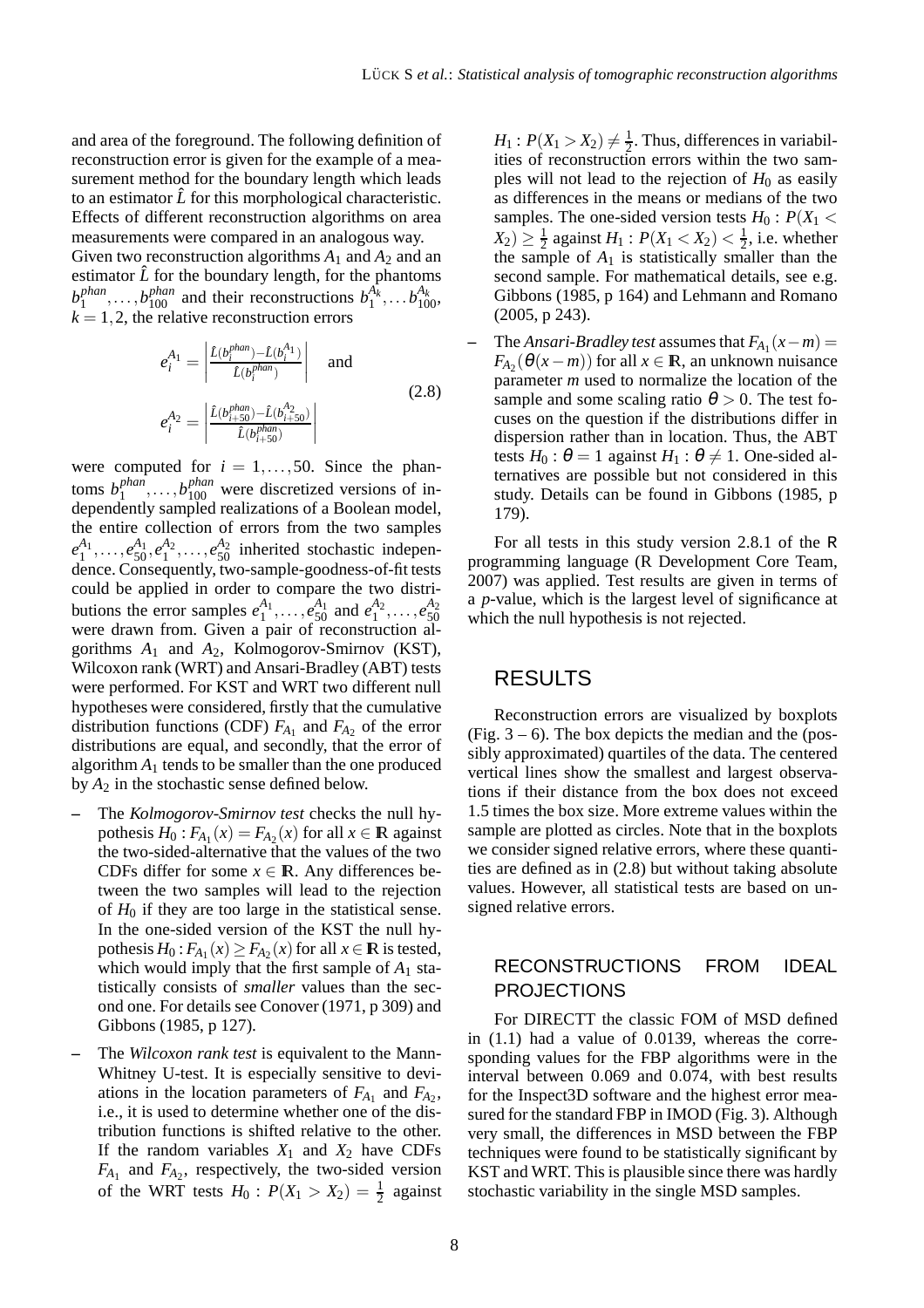and area of the foreground. The following definition of reconstruction error is given for the example of a measurement method for the boundary length which leads to an estimator $\hat{L}$ for this morphological characteristic. Effects of different reconstruction algorithms on area measurements were compared in an analogous way.

Given two reconstruction algorithms $A_1$ and $A_2$ and an estimator $\hat{L}$ for the boundary length, for the phantoms $b_1^{phan}, \ldots, b_{100}^{phan}$ and their reconstructions $b_1^{A_k}, \ldots b_{100}^{A_k}$, $k = 1, 2$, the relative reconstruction errors

$$
e_i^{A_1} = \left| \frac{\hat{L}(b_i^{phan}) - \hat{L}(b_i^{A_1})}{\hat{L}(b_i^{phan})} \right| \quad \text{and}
$$
$$
e_i^{A_2} = \left| \frac{\hat{L}(b_{i+50}^{phan}) - \hat{L}(b_{i+50}^{A_2})}{\hat{L}(b_{i+50}^{phan})} \right| \tag{2.8}
$$

were computed for $i = 1, \ldots, 50$. Since the phantoms $b_1^{phan}, \ldots, b_{100}^{phan}$ were discretized versions of independently sampled realizations of a Boolean model, the entire collection of errors from the two samples $e_1^{A_1}, \ldots, e_{50}^{A_1}, e_1^{A_2}, \ldots, e_{50}^{A_2}$ inherited stochastic independence. Consequently, two-sample-goodness-of-fit tests could be applied in order to compare the two distributions the error samples $e_1^{A_1}, \ldots, e_{50}^{A_1}$ and $e_1^{A_2}, \ldots, e_{50}^{A_2}$ were drawn from. Given a pair of reconstruction algorithms $A_1$ and $A_2$, Kolmogorov-Smirnov (KST), Wilcoxon rank (WRT) and Ansari-Bradley (ABT) tests were performed. For KST and WRT two different null hypotheses were considered, firstly that the cumulative distribution functions (CDF) $F_{A_1}$ and $F_{A_2}$ of the error distributions are equal, and secondly, that the error of algorithm $A_1$ tends to be smaller than the one produced by $A_2$ in the stochastic sense defined below.

- The *Kolmogorov-Smirnov test* checks the null hypothesis $H_0 : F_{A_1}(x) = F_{A_2}(x)$ for all $x \in \mathbb{R}$ against the two-sided-alternative that the values of the two CDFs differ for some $x \in \mathbb{R}$. Any differences between the two samples will lead to the rejection of $H_0$ if they are too large in the statistical sense. In the one-sided version of the KST the null hypothesis $H_0 : F_{A_1}(x) \geq F_{A_2}(x)$ for all $x \in \mathbb{R}$ is tested, which would imply that the first sample of $A_1$ statistically consists of *smaller* values than the second one. For details see Conover (1971, p 309) and Gibbons (1985, p 127).
- The *Wilcoxon rank test* is equivalent to the Mann-Whitney U-test. It is especially sensitive to deviations in the location parameters of $F_{A_1}$ and $F_{A_2}$, i.e., it is used to determine whether one of the distribution functions is shifted relative to the other. If the random variables $X_1$ and $X_2$ have CDFs $F_{A_1}$ and $F_{A_2}$, respectively, the two-sided version of the WRT tests $H_0 : P(X_1 > X_2) = \frac{1}{2}$ against $H_1 : P(X_1 > X_2) \neq \frac{1}{2}$. Thus, differences in variabilities of reconstruction errors within the two samples will not lead to the rejection of $H_0$ as easily as differences in the means or medians of the two samples. The one-sided version tests $H_0 : P(X_1 < X_2) \geq \frac{1}{2}$ against $H_1 : P(X_1 < X_2) < \frac{1}{2}$, i.e. whether the sample of $A_1$ is statistically smaller than the second sample. For mathematical details, see e.g. Gibbons (1985, p 164) and Lehmann and Romano (2005, p 243).
- The *Ansari-Bradley test* assumes that $F_{A_1}(x - m) = F_{A_2}(\theta(x - m))$ for all $x \in \mathbb{R}$, an unknown nuisance parameter $m$ used to normalize the location of the sample and some scaling ratio $\theta > 0$. The test focuses on the question if the distributions differ in dispersion rather than in location. Thus, the ABT tests $H_0 : \theta = 1$ against $H_1 : \theta \neq 1$. One-sided alternatives are possible but not considered in this study. Details can be found in Gibbons (1985, p 179).

For all tests in this study version 2.8.1 of the R programming language (R Development Core Team, 2007) was applied. Test results are given in terms of a *p*-value, which is the largest level of significance at which the null hypothesis is not rejected.

## RESULTS

Reconstruction errors are visualized by boxplots (Fig. 3 – 6). The box depicts the median and the (possibly approximated) quartiles of the data. The centered vertical lines show the smallest and largest observations if their distance from the box does not exceed 1.5 times the box size. More extreme values within the sample are plotted as circles. Note that in the boxplots we consider signed relative errors, where these quantities are defined as in (2.8) but without taking absolute values. However, all statistical tests are based on unsigned relative errors.

### RECONSTRUCTIONS FROM IDEAL PROJECTIONS

For DIRECTT the classic FOM of MSD defined in (1.1) had a value of 0.0139, whereas the corresponding values for the FBP algorithms were in the interval between 0.069 and 0.074, with best results for the Inspect3D software and the highest error measured for the standard FBP in IMOD (Fig. 3). Although very small, the differences in MSD between the FBP techniques were found to be statistically significant by KST and WRT. This is plausible since there was hardly stochastic variability in the single MSD samples.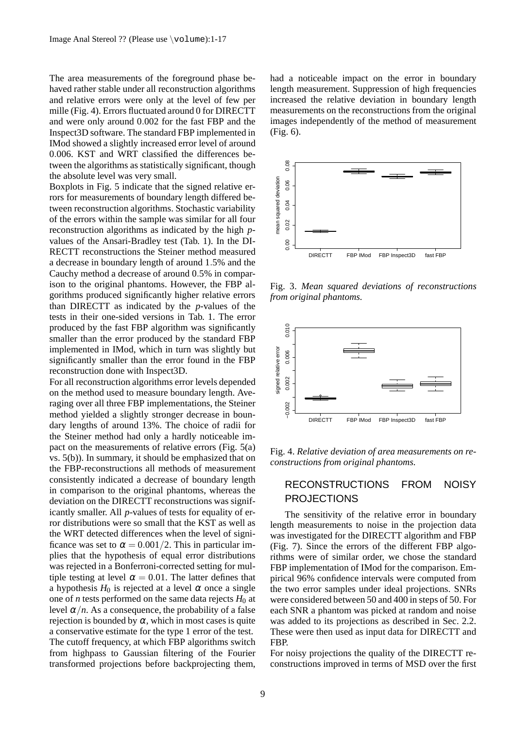The area measurements of the foreground phase behaved rather stable under all reconstruction algorithms and relative errors were only at the level of few per mille (Fig. 4). Errors fluctuated around 0 for DIRECTT and were only around 0.002 for the fast FBP and the Inspect3D software. The standard FBP implemented in IMod showed a slightly increased error level of around 0.006. KST and WRT classified the differences between the algorithms as statistically significant, though the absolute level was very small.

Boxplots in Fig. 5 indicate that the signed relative errors for measurements of boundary length differed between reconstruction algorithms. Stochastic variability of the errors within the sample was similar for all four reconstruction algorithms as indicated by the high $p$-values of the Ansari-Bradley test (Tab. 1). In the DIRECTT reconstructions the Steiner method measured a decrease in boundary length of around 1.5% and the Cauchy method a decrease of around 0.5% in comparison to the original phantoms. However, the FBP algorithms produced significantly higher relative errors than DIRECTT as indicated by the $p$-values of the tests in their one-sided versions in Tab. 1. The error produced by the fast FBP algorithm was significantly smaller than the error produced by the standard FBP implemented in IMod, which in turn was slightly but significantly smaller than the error found in the FBP reconstruction done with Inspect3D.

For all reconstruction algorithms error levels depended on the method used to measure boundary length. Averaging over all three FBP implementations, the Steiner method yielded a slightly stronger decrease in boundary lengths of around 13%. The choice of radii for the Steiner method had only a hardly noticeable impact on the measurements of relative errors (Fig. 5(a) vs. 5(b)). In summary, it should be emphasized that on the FBP-reconstructions all methods of measurement consistently indicated a decrease of boundary length in comparison to the original phantoms, whereas the deviation on the DIRECTT reconstructions was significantly smaller. All $p$-values of tests for equality of error distributions were so small that the KST as well as the WRT detected differences when the level of significance was set to $\alpha = 0.001/2$. This in particular implies that the hypothesis of equal error distributions was rejected in a Bonferroni-corrected setting for multiple testing at level $\alpha = 0.01$. The latter defines that a hypothesis $H_0$ is rejected at a level $\alpha$ once a single one of $n$ tests performed on the same data rejects $H_0$ at level $\alpha/n$. As a consequence, the probability of a false rejection is bounded by $\alpha$, which in most cases is quite a conservative estimate for the type 1 error of the test.

The cutoff frequency, at which FBP algorithms switch from highpass to Gaussian filtering of the Fourier transformed projections before backprojecting them, had a noticeable impact on the error in boundary length measurement. Suppression of high frequencies increased the relative deviation in boundary length measurements on the reconstructions from the original images independently of the method of measurement (Fig. 6).

Fig. 3. *Mean squared deviations of reconstructions from original phantoms.*

Fig. 4. *Relative deviation of area measurements on reconstructions from original phantoms.*

## RECONSTRUCTIONS FROM NOISY PROJECTIONS

The sensitivity of the relative error in boundary length measurements to noise in the projection data was investigated for the DIRECTT algorithm and FBP (Fig. 7). Since the errors of the different FBP algorithms were of similar order, we chose the standard FBP implementation of IMod for the comparison. Empirical 96% confidence intervals were computed from the two error samples under ideal projections. SNRs were considered between 50 and 400 in steps of 50. For each SNR a phantom was picked at random and noise was added to its projections as described in Sec. 2.2. These were then used as input data for DIRECTT and FBP.

For noisy projections the quality of the DIRECTT reconstructions improved in terms of MSD over the first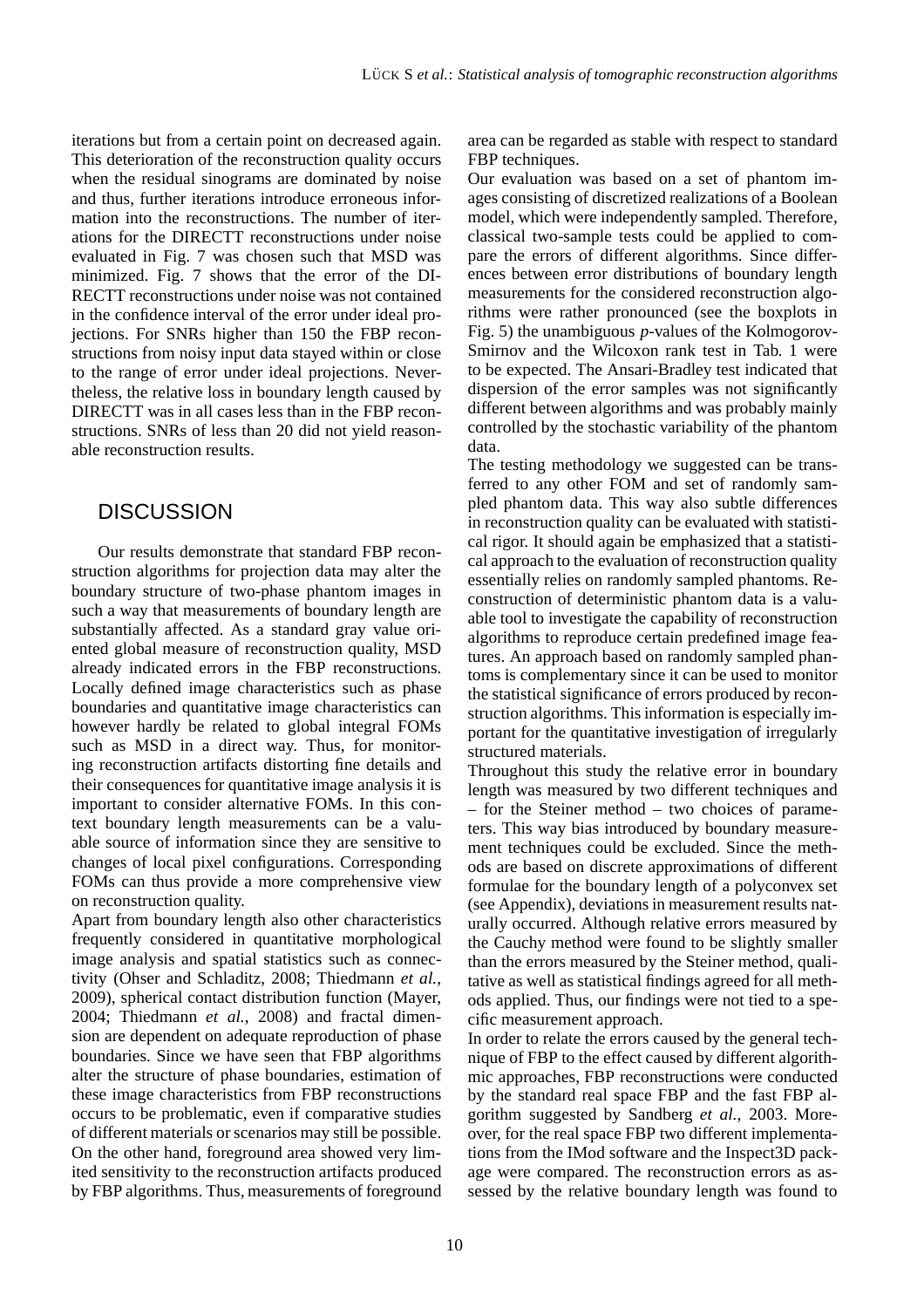iterations but from a certain point on decreased again. This deterioration of the reconstruction quality occurs when the residual sinograms are dominated by noise and thus, further iterations introduce erroneous information into the reconstructions. The number of iterations for the DIRECTT reconstructions under noise evaluated in Fig. 7 was chosen such that MSD was minimized. Fig. 7 shows that the error of the DIRECTT reconstructions under noise was not contained in the confidence interval of the error under ideal projections. For SNRs higher than 150 the FBP reconstructions from noisy input data stayed within or close to the range of error under ideal projections. Nevertheless, the relative loss in boundary length caused by DIRECTT was in all cases less than in the FBP reconstructions. SNRs of less than 20 did not yield reasonable reconstruction results.

## DISCUSSION

Our results demonstrate that standard FBP reconstruction algorithms for projection data may alter the boundary structure of two-phase phantom images in such a way that measurements of boundary length are substantially affected. As a standard gray value oriented global measure of reconstruction quality, MSD already indicated errors in the FBP reconstructions. Locally defined image characteristics such as phase boundaries and quantitative image characteristics can however hardly be related to global integral FOMs such as MSD in a direct way. Thus, for monitoring reconstruction artifacts distorting fine details and their consequences for quantitative image analysis it is important to consider alternative FOMs. In this context boundary length measurements can be a valuable source of information since they are sensitive to changes of local pixel configurations. Corresponding FOMs can thus provide a more comprehensive view on reconstruction quality.

Apart from boundary length also other characteristics frequently considered in quantitative morphological image analysis and spatial statistics such as connectivity (Ohser and Schladitz, 2008; Thiedmann *et al.*, 2009), spherical contact distribution function (Mayer, 2004; Thiedmann *et al.*, 2008) and fractal dimension are dependent on adequate reproduction of phase boundaries. Since we have seen that FBP algorithms alter the structure of phase boundaries, estimation of these image characteristics from FBP reconstructions occurs to be problematic, even if comparative studies of different materials or scenarios may still be possible. On the other hand, foreground area showed very limited sensitivity to the reconstruction artifacts produced by FBP algorithms. Thus, measurements of foreground area can be regarded as stable with respect to standard FBP techniques.

Our evaluation was based on a set of phantom images consisting of discretized realizations of a Boolean model, which were independently sampled. Therefore, classical two-sample tests could be applied to compare the errors of different algorithms. Since differences between error distributions of boundary length measurements for the considered reconstruction algorithms were rather pronounced (see the boxplots in Fig. 5) the unambiguous $p$-values of the Kolmogorov-Smirnov and the Wilcoxon rank test in Tab. 1 were to be expected. The Ansari-Bradley test indicated that dispersion of the error samples was not significantly different between algorithms and was probably mainly controlled by the stochastic variability of the phantom data.

The testing methodology we suggested can be transferred to any other FOM and set of randomly sampled phantom data. This way also subtle differences in reconstruction quality can be evaluated with statistical rigor. It should again be emphasized that a statistical approach to the evaluation of reconstruction quality essentially relies on randomly sampled phantoms. Reconstruction of deterministic phantom data is a valuable tool to investigate the capability of reconstruction algorithms to reproduce certain predefined image features. An approach based on randomly sampled phantoms is complementary since it can be used to monitor the statistical significance of errors produced by reconstruction algorithms. This information is especially important for the quantitative investigation of irregularly structured materials.

Throughout this study the relative error in boundary length was measured by two different techniques and – for the Steiner method – two choices of parameters. This way bias introduced by boundary measurement techniques could be excluded. Since the methods are based on discrete approximations of different formulae for the boundary length of a polyconvex set (see Appendix), deviations in measurement results naturally occurred. Although relative errors measured by the Cauchy method were found to be slightly smaller than the errors measured by the Steiner method, qualitative as well as statistical findings agreed for all methods applied. Thus, our findings were not tied to a specific measurement approach.

In order to relate the errors caused by the general technique of FBP to the effect caused by different algorithmic approaches, FBP reconstructions were conducted by the standard real space FBP and the fast FBP algorithm suggested by Sandberg *et al.*, 2003. Moreover, for the real space FBP two different implementations from the IMod software and the Inspect3D package were compared. The reconstruction errors as assessed by the relative boundary length was found to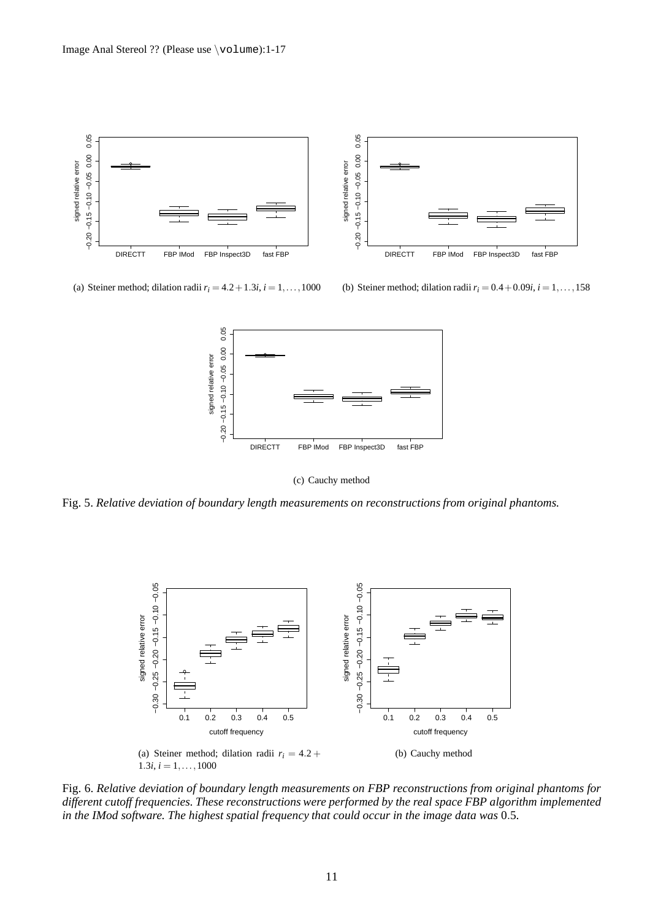(a) Steiner method; dilation radii $r_i = 4.2 + 1.3i$, $i = 1, \ldots, 1000$

(b) Steiner method; dilation radii $r_i = 0.4 + 0.09i$, $i = 1, \ldots, 158$

(c) Cauchy method

Fig. 5. *Relative deviation of boundary length measurements on reconstructions from original phantoms.*

(a) Steiner method; dilation radii $r_i = 4.2 + 1.3i$, $i = 1, \ldots, 1000$

(b) Cauchy method

Fig. 6. *Relative deviation of boundary length measurements on FBP reconstructions from original phantoms for different cutoff frequencies. These reconstructions were performed by the real space FBP algorithm implemented in the IMod software. The highest spatial frequency that could occur in the image data was* 0.5*.*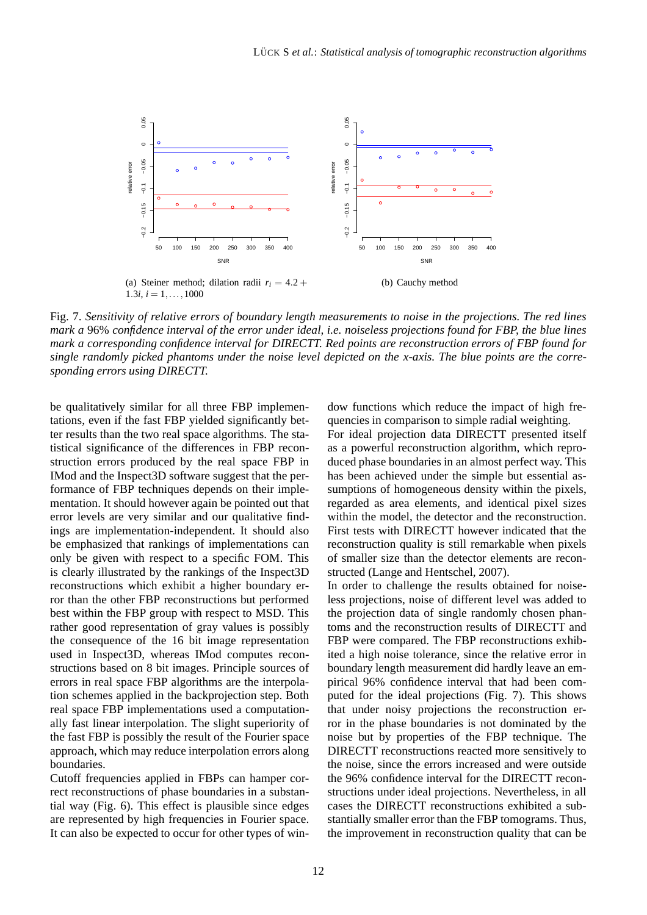(a) Steiner method; dilation radii $r_i = 4.2 + 1.3i$, $i = 1, \ldots, 1000$

(b) Cauchy method

Fig. 7. *Sensitivity of relative errors of boundary length measurements to noise in the projections. The red lines mark a* 96% *confidence interval of the error under ideal, i.e. noiseless projections found for FBP, the blue lines mark a corresponding confidence interval for DIRECTT. Red points are reconstruction errors of FBP found for single randomly picked phantoms under the noise level depicted on the x-axis. The blue points are the corresponding errors using DIRECTT.*

be qualitatively similar for all three FBP implementations, even if the fast FBP yielded significantly better results than the two real space algorithms. The statistical significance of the differences in FBP reconstruction errors produced by the real space FBP in IMod and the Inspect3D software suggest that the performance of FBP techniques depends on their implementation. It should however again be pointed out that error levels are very similar and our qualitative findings are implementation-independent. It should also be emphasized that rankings of implementations can only be given with respect to a specific FOM. This is clearly illustrated by the rankings of the Inspect3D reconstructions which exhibit a higher boundary error than the other FBP reconstructions but performed best within the FBP group with respect to MSD. This rather good representation of gray values is possibly the consequence of the 16 bit image representation used in Inspect3D, whereas IMod computes reconstructions based on 8 bit images. Principle sources of errors in real space FBP algorithms are the interpolation schemes applied in the backprojection step. Both real space FBP implementations used a computationally fast linear interpolation. The slight superiority of the fast FBP is possibly the result of the Fourier space approach, which may reduce interpolation errors along boundaries.

Cutoff frequencies applied in FBPs can hamper correct reconstructions of phase boundaries in a substantial way (Fig. 6). This effect is plausible since edges are represented by high frequencies in Fourier space. It can also be expected to occur for other types of window functions which reduce the impact of high frequencies in comparison to simple radial weighting.

For ideal projection data DIRECTT presented itself as a powerful reconstruction algorithm, which reproduced phase boundaries in an almost perfect way. This has been achieved under the simple but essential assumptions of homogeneous density within the pixels, regarded as area elements, and identical pixel sizes within the model, the detector and the reconstruction. First tests with DIRECTT however indicated that the reconstruction quality is still remarkable when pixels of smaller size than the detector elements are reconstructed (Lange and Hentschel, 2007).

In order to challenge the results obtained for noiseless projections, noise of different level was added to the projection data of single randomly chosen phantoms and the reconstruction results of DIRECTT and FBP were compared. The FBP reconstructions exhibited a high noise tolerance, since the relative error in boundary length measurement did hardly leave an empirical 96% confidence interval that had been computed for the ideal projections (Fig. 7). This shows that under noisy projections the reconstruction error in the phase boundaries is not dominated by the noise but by properties of the FBP technique. The DIRECTT reconstructions reacted more sensitively to the noise, since the errors increased and were outside the 96% confidence interval for the DIRECTT reconstructions under ideal projections. Nevertheless, in all cases the DIRECTT reconstructions exhibited a substantially smaller error than the FBP tomograms. Thus, the improvement in reconstruction quality that can be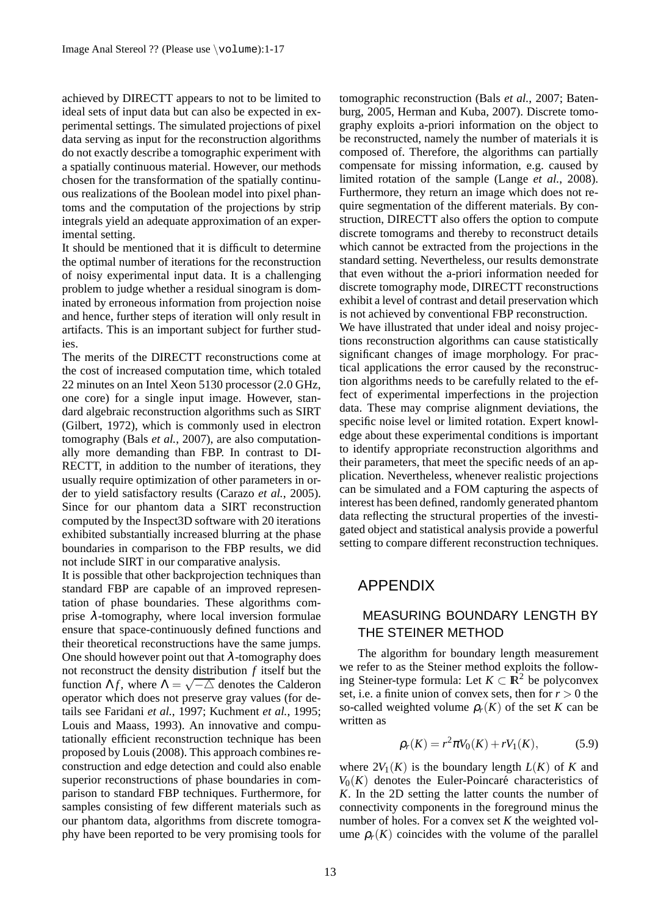achieved by DIRECTT appears to not to be limited to ideal sets of input data but can also be expected in experimental settings. The simulated projections of pixel data serving as input for the reconstruction algorithms do not exactly describe a tomographic experiment with a spatially continuous material. However, our methods chosen for the transformation of the spatially continuous realizations of the Boolean model into pixel phantoms and the computation of the projections by strip integrals yield an adequate approximation of an experimental setting.

It should be mentioned that it is difficult to determine the optimal number of iterations for the reconstruction of noisy experimental input data. It is a challenging problem to judge whether a residual sinogram is dominated by erroneous information from projection noise and hence, further steps of iteration will only result in artifacts. This is an important subject for further studies.

The merits of the DIRECTT reconstructions come at the cost of increased computation time, which totaled 22 minutes on an Intel Xeon 5130 processor (2.0 GHz, one core) for a single input image. However, standard algebraic reconstruction algorithms such as SIRT (Gilbert, 1972), which is commonly used in electron tomography (Bals *et al.*, 2007), are also computationally more demanding than FBP. In contrast to DIRECTT, in addition to the number of iterations, they usually require optimization of other parameters in order to yield satisfactory results (Carazo *et al.*, 2005). Since for our phantom data a SIRT reconstruction computed by the Inspect3D software with 20 iterations exhibited substantially increased blurring at the phase boundaries in comparison to the FBP results, we did not include SIRT in our comparative analysis.

It is possible that other backprojection techniques than standard FBP are capable of an improved representation of phase boundaries. These algorithms comprise $\lambda$-tomography, where local inversion formulae ensure that space-continuously defined functions and their theoretical reconstructions have the same jumps. One should however point out that $\lambda$-tomography does not reconstruct the density distribution $f$ itself but the function $\Lambda f$, where $\Lambda = \sqrt{-\triangle}$ denotes the Calderon operator which does not preserve gray values (for details see Faridani *et al.*, 1997; Kuchment *et al.*, 1995; Louis and Maass, 1993). An innovative and computationally efficient reconstruction technique has been proposed by Louis (2008). This approach combines reconstruction and edge detection and could also enable superior reconstructions of phase boundaries in comparison to standard FBP techniques. Furthermore, for samples consisting of few different materials such as our phantom data, algorithms from discrete tomography have been reported to be very promising tools for tomographic reconstruction (Bals *et al.*, 2007; Batenburg, 2005, Herman and Kuba, 2007). Discrete tomography exploits a-priori information on the object to be reconstructed, namely the number of materials it is composed of. Therefore, the algorithms can partially compensate for missing information, e.g. caused by limited rotation of the sample (Lange *et al.*, 2008). Furthermore, they return an image which does not require segmentation of the different materials. By construction, DIRECTT also offers the option to compute discrete tomograms and thereby to reconstruct details which cannot be extracted from the projections in the standard setting. Nevertheless, our results demonstrate that even without the a-priori information needed for discrete tomography mode, DIRECTT reconstructions exhibit a level of contrast and detail preservation which is not achieved by conventional FBP reconstruction.

We have illustrated that under ideal and noisy projections reconstruction algorithms can cause statistically significant changes of image morphology. For practical applications the error caused by the reconstruction algorithms needs to be carefully related to the effect of experimental imperfections in the projection data. These may comprise alignment deviations, the specific noise level or limited rotation. Expert knowledge about these experimental conditions is important to identify appropriate reconstruction algorithms and their parameters, that meet the specific needs of an application. Nevertheless, whenever realistic projections can be simulated and a FOM capturing the aspects of interest has been defined, randomly generated phantom data reflecting the structural properties of the investigated object and statistical analysis provide a powerful setting to compare different reconstruction techniques.

# APPENDIX

## MEASURING BOUNDARY LENGTH BY THE STEINER METHOD

The algorithm for boundary length measurement we refer to as the Steiner method exploits the following Steiner-type formula: Let $K \subset \mathbb{R}^2$ be polyconvex set, i.e. a finite union of convex sets, then for $r > 0$ the so-called weighted volume $\rho_r(K)$ of the set $K$ can be written as

$$\rho_r(K) = r^2 \pi V_0(K) + r V_1(K), \tag{5.9}$$

where $2V_1(K)$ is the boundary length $L(K)$ of $K$ and $V_0(K)$ denotes the Euler-Poincaré characteristics of $K$. In the 2D setting the latter counts the number of connectivity components in the foreground minus the number of holes. For a convex set $K$ the weighted volume $\rho_r(K)$ coincides with the volume of the parallel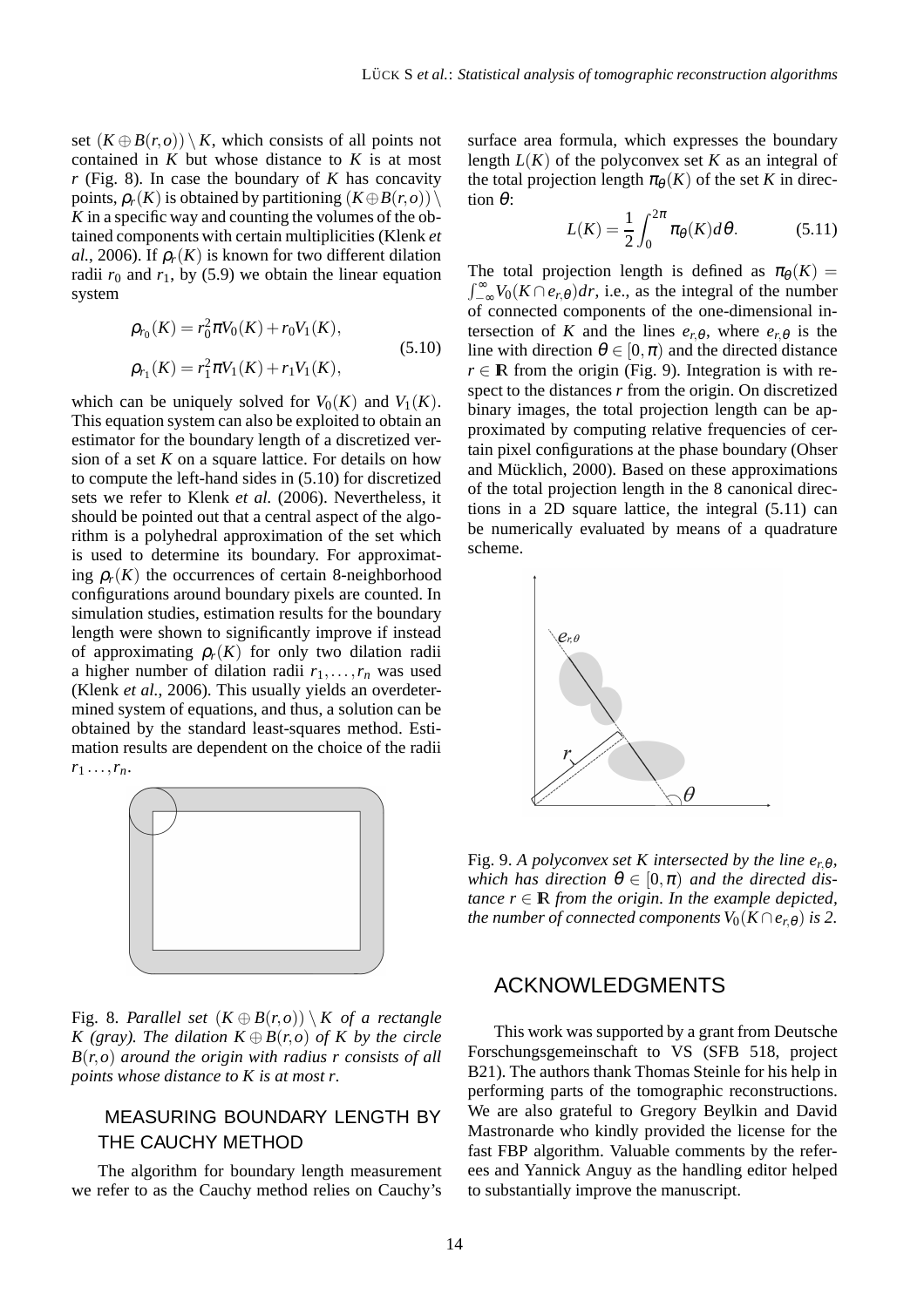set $(K \oplus B(r,o)) \setminus K$, which consists of all points not contained in $K$ but whose distance to $K$ is at most $r$ (Fig. 8). In case the boundary of $K$ has concavity points, $\rho_r(K)$ is obtained by partitioning $(K \oplus B(r,o)) \setminus K$ in a specific way and counting the volumes of the obtained components with certain multiplicities (Klenk *et al.*, 2006). If $\rho_r(K)$ is known for two different dilation radii $r_0$ and $r_1$, by (5.9) we obtain the linear equation system

$$\begin{aligned} \rho_{r_0}(K) &= r_0^2 \pi V_0(K) + r_0 V_1(K), \\ \rho_{r_1}(K) &= r_1^2 \pi V_1(K) + r_1 V_1(K), \end{aligned} \tag{5.10}$$

which can be uniquely solved for $V_0(K)$ and $V_1(K)$. This equation system can also be exploited to obtain an estimator for the boundary length of a discretized version of a set $K$ on a square lattice. For details on how to compute the left-hand sides in (5.10) for discretized sets we refer to Klenk *et al.* (2006). Nevertheless, it should be pointed out that a central aspect of the algorithm is a polyhedral approximation of the set which is used to determine its boundary. For approximating $\rho_r(K)$ the occurrences of certain 8-neighborhood configurations around boundary pixels are counted. In simulation studies, estimation results for the boundary length were shown to significantly improve if instead of approximating $\rho_r(K)$ for only two dilation radii a higher number of dilation radii $r_1, \ldots, r_n$ was used (Klenk *et al.*, 2006). This usually yields an overdetermined system of equations, and thus, a solution can be obtained by the standard least-squares method. Estimation results are dependent on the choice of the radii $r_1 \ldots, r_n$.

Fig. 8. *Parallel set $(K \oplus B(r,o)) \setminus K$ of a rectangle $K$ (gray). The dilation $K \oplus B(r,o)$ of $K$ by the circle $B(r,o)$ around the origin with radius $r$ consists of all points whose distance to $K$ is at most $r$.*

## MEASURING BOUNDARY LENGTH BY THE CAUCHY METHOD

The algorithm for boundary length measurement we refer to as the Cauchy method relies on Cauchy's surface area formula, which expresses the boundary length $L(K)$ of the polyconvex set $K$ as an integral of the total projection length $\pi_\theta(K)$ of the set $K$ in direction $\theta$:

$$L(K) = \frac{1}{2} \int_0^{2\pi} \pi_\theta(K) d\theta. \tag{5.11}$$

The total projection length is defined as $\pi_\theta(K) = \int_{-\infty}^{\infty} V_0(K \cap e_{r,\theta}) dr$, i.e., as the integral of the number of connected components of the one-dimensional intersection of $K$ and the lines $e_{r,\theta}$, where $e_{r,\theta}$ is the line with direction $\theta \in [0, \pi)$ and the directed distance $r \in \mathbb{R}$ from the origin (Fig. 9). Integration is with respect to the distances $r$ from the origin. On discretized binary images, the total projection length can be approximated by computing relative frequencies of certain pixel configurations at the phase boundary (Ohser and Mücklich, 2000). Based on these approximations of the total projection length in the 8 canonical directions in a 2D square lattice, the integral (5.11) can be numerically evaluated by means of a quadrature scheme.

Fig. 9. *A polyconvex set $K$ intersected by the line $e_{r,\theta}$, which has direction $\theta \in [0, \pi)$ and the directed distance $r \in \mathbb{R}$ from the origin. In the example depicted, the number of connected components $V_0(K \cap e_{r,\theta})$ is 2.*

## ACKNOWLEDGMENTS

This work was supported by a grant from Deutsche Forschungsgemeinschaft to VS (SFB 518, project B21). The authors thank Thomas Steinle for his help in performing parts of the tomographic reconstructions. We are also grateful to Gregory Beylkin and David Mastronarde who kindly provided the license for the fast FBP algorithm. Valuable comments by the referees and Yannick Anguy as the handling editor helped to substantially improve the manuscript.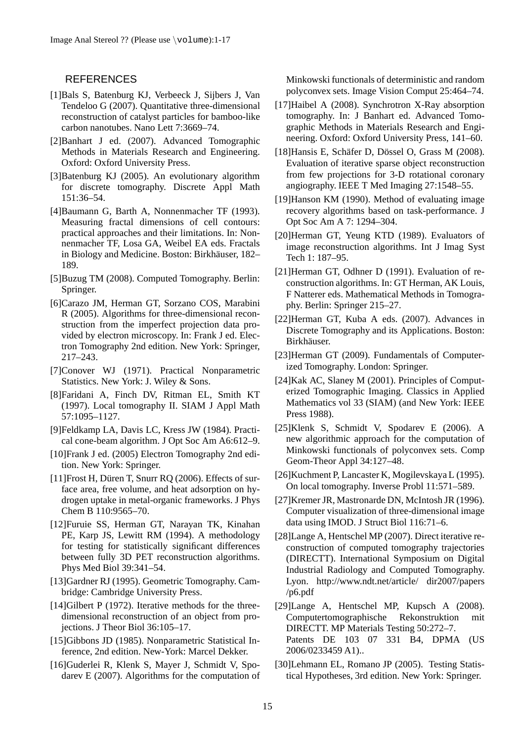## REFERENCES

[1]Bals S, Batenburg KJ, Verbeeck J, Sijbers J, Van Tendeloo G (2007). Quantitative three-dimensional reconstruction of catalyst particles for bamboo-like carbon nanotubes. Nano Lett 7:3669–74.

[2]Banhart J ed. (2007). Advanced Tomographic Methods in Materials Research and Engineering. Oxford: Oxford University Press.

[3]Batenburg KJ (2005). An evolutionary algorithm for discrete tomography. Discrete Appl Math 151:36–54.

[4]Baumann G, Barth A, Nonnenmacher TF (1993). Measuring fractal dimensions of cell contours: practical approaches and their limitations. In: Nonnenmacher TF, Losa GA, Weibel EA eds. Fractals in Biology and Medicine. Boston: Birkhäuser, 182–189.

[5]Buzug TM (2008). Computed Tomography. Berlin: Springer.

[6]Carazo JM, Herman GT, Sorzano COS, Marabini R (2005). Algorithms for three-dimensional reconstruction from the imperfect projection data provided by electron microscopy. In: Frank J ed. Electron Tomography 2nd edition. New York: Springer, 217–243.

[7]Conover WJ (1971). Practical Nonparametric Statistics. New York: J. Wiley & Sons.

[8]Faridani A, Finch DV, Ritman EL, Smith KT (1997). Local tomography II. SIAM J Appl Math 57:1095–1127.

[9]Feldkamp LA, Davis LC, Kress JW (1984). Practical cone-beam algorithm. J Opt Soc Am A6:612–9.

[10]Frank J ed. (2005) Electron Tomography 2nd edition. New York: Springer.

[11]Frost H, Düren T, Snurr RQ (2006). Effects of surface area, free volume, and heat adsorption on hydrogen uptake in metal-organic frameworks. J Phys Chem B 110:9565–70.

[12]Furuie SS, Herman GT, Narayan TK, Kinahan PE, Karp JS, Lewitt RM (1994). A methodology for testing for statistically significant differences between fully 3D PET reconstruction algorithms. Phys Med Biol 39:341–54.

[13]Gardner RJ (1995). Geometric Tomography. Cambridge: Cambridge University Press.

[14]Gilbert P (1972). Iterative methods for the three-dimensional reconstruction of an object from projections. J Theor Biol 36:105–17.

[15]Gibbons JD (1985). Nonparametric Statistical Inference, 2nd edition. New-York: Marcel Dekker.

[16]Guderlei R, Klenk S, Mayer J, Schmidt V, Spodarev E (2007). Algorithms for the computation of Minkowski functionals of deterministic and random polyconvex sets. Image Vision Comput 25:464–74.

[17]Haibel A (2008). Synchrotron X-Ray absorption tomography. In: J Banhart ed. Advanced Tomographic Methods in Materials Research and Engineering. Oxford: Oxford University Press, 141–60.

[18]Hansis E, Schäfer D, Dössel O, Grass M (2008). Evaluation of iterative sparse object reconstruction from few projections for 3-D rotational coronary angiography. IEEE T Med Imaging 27:1548–55.

[19]Hanson KM (1990). Method of evaluating image recovery algorithms based on task-performance. J Opt Soc Am A 7: 1294–304.

[20]Herman GT, Yeung KTD (1989). Evaluators of image reconstruction algorithms. Int J Imag Syst Tech 1: 187–95.

[21]Herman GT, Odhner D (1991). Evaluation of reconstruction algorithms. In: GT Herman, AK Louis, F Natterer eds. Mathematical Methods in Tomography. Berlin: Springer 215–27.

[22]Herman GT, Kuba A eds. (2007). Advances in Discrete Tomography and its Applications. Boston: Birkhäuser.

[23]Herman GT (2009). Fundamentals of Computerized Tomography. London: Springer.

[24]Kak AC, Slaney M (2001). Principles of Computerized Tomographic Imaging. Classics in Applied Mathematics vol 33 (SIAM) (and New York: IEEE Press 1988).

[25]Klenk S, Schmidt V, Spodarev E (2006). A new algorithmic approach for the computation of Minkowski functionals of polyconvex sets. Comp Geom-Theor Appl 34:127–48.

[26]Kuchment P, Lancaster K, Mogilevskaya L (1995). On local tomography. Inverse Probl 11:571–589.

[27]Kremer JR, Mastronarde DN, McIntosh JR (1996). Computer visualization of three-dimensional image data using IMOD. J Struct Biol 116:71–6.

[28]Lange A, Hentschel MP (2007). Direct iterative reconstruction of computed tomography trajectories (DIRECTT). International Symposium on Digital Industrial Radiology and Computed Tomography. Lyon. http://www.ndt.net/article/ dir2007/papers /p6.pdf

[29]Lange A, Hentschel MP, Kupsch A (2008). Computertomographische Rekonstruktion mit DIRECTT. MP Materials Testing 50:272–7. Patents DE 103 07 331 B4, DPMA (US 2006/0233459 A1)..

[30]Lehmann EL, Romano JP (2005). Testing Statistical Hypotheses, 3rd edition. New York: Springer.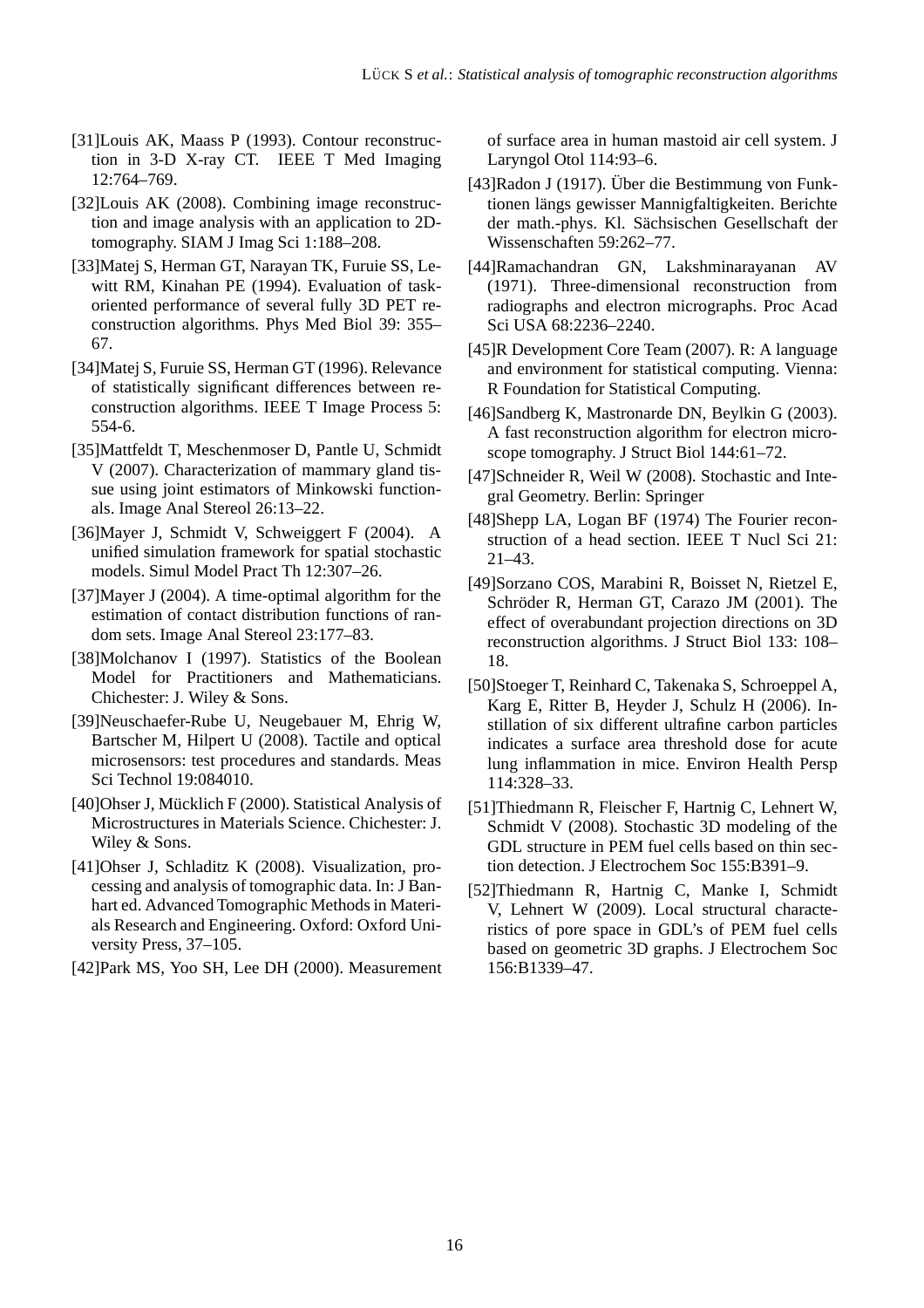[31]Louis AK, Maass P (1993). Contour reconstruction in 3-D X-ray CT. IEEE T Med Imaging 12:764–769.

[32]Louis AK (2008). Combining image reconstruction and image analysis with an application to 2D-tomography. SIAM J Imag Sci 1:188–208.

[33]Matej S, Herman GT, Narayan TK, Furuie SS, Lewitt RM, Kinahan PE (1994). Evaluation of task-oriented performance of several fully 3D PET reconstruction algorithms. Phys Med Biol 39: 355–67.

[34]Matej S, Furuie SS, Herman GT (1996). Relevance of statistically significant differences between reconstruction algorithms. IEEE T Image Process 5: 554-6.

[35]Mattfeldt T, Meschenmoser D, Pantle U, Schmidt V (2007). Characterization of mammary gland tissue using joint estimators of Minkowski functionals. Image Anal Stereol 26:13–22.

[36]Mayer J, Schmidt V, Schweiggert F (2004). A unified simulation framework for spatial stochastic models. Simul Model Pract Th 12:307–26.

[37]Mayer J (2004). A time-optimal algorithm for the estimation of contact distribution functions of random sets. Image Anal Stereol 23:177–83.

[38]Molchanov I (1997). Statistics of the Boolean Model for Practitioners and Mathematicians. Chichester: J. Wiley & Sons.

[39]Neuschaefer-Rube U, Neugebauer M, Ehrig W, Bartscher M, Hilpert U (2008). Tactile and optical microsensors: test procedures and standards. Meas Sci Technol 19:084010.

[40]Ohser J, Mücklich F (2000). Statistical Analysis of Microstructures in Materials Science. Chichester: J. Wiley & Sons.

[41]Ohser J, Schladitz K (2008). Visualization, processing and analysis of tomographic data. In: J Banhart ed. Advanced Tomographic Methods in Materials Research and Engineering. Oxford: Oxford University Press, 37–105.

[42]Park MS, Yoo SH, Lee DH (2000). Measurement of surface area in human mastoid air cell system. J Laryngol Otol 114:93–6.

[43]Radon J (1917). Über die Bestimmung von Funktionen längs gewisser Mannigfaltigkeiten. Berichte der math.-phys. Kl. Sächsischen Gesellschaft der Wissenschaften 59:262–77.

[44]Ramachandran GN, Lakshminarayanan AV (1971). Three-dimensional reconstruction from radiographs and electron micrographs. Proc Acad Sci USA 68:2236–2240.

[45]R Development Core Team (2007). R: A language and environment for statistical computing. Vienna: R Foundation for Statistical Computing.

[46]Sandberg K, Mastronarde DN, Beylkin G (2003). A fast reconstruction algorithm for electron microscope tomography. J Struct Biol 144:61–72.

[47]Schneider R, Weil W (2008). Stochastic and Integral Geometry. Berlin: Springer

[48]Shepp LA, Logan BF (1974) The Fourier reconstruction of a head section. IEEE T Nucl Sci 21: 21–43.

[49]Sorzano COS, Marabini R, Boisset N, Rietzel E, Schröder R, Herman GT, Carazo JM (2001). The effect of overabundant projection directions on 3D reconstruction algorithms. J Struct Biol 133: 108–18.

[50]Stoeger T, Reinhard C, Takenaka S, Schroeppel A, Karg E, Ritter B, Heyder J, Schulz H (2006). Instillation of six different ultrafine carbon particles indicates a surface area threshold dose for acute lung inflammation in mice. Environ Health Persp 114:328–33.

[51]Thiedmann R, Fleischer F, Hartnig C, Lehnert W, Schmidt V (2008). Stochastic 3D modeling of the GDL structure in PEM fuel cells based on thin section detection. J Electrochem Soc 155:B391–9.

[52]Thiedmann R, Hartnig C, Manke I, Schmidt V, Lehnert W (2009). Local structural characteristics of pore space in GDL's of PEM fuel cells based on geometric 3D graphs. J Electrochem Soc 156:B1339–47.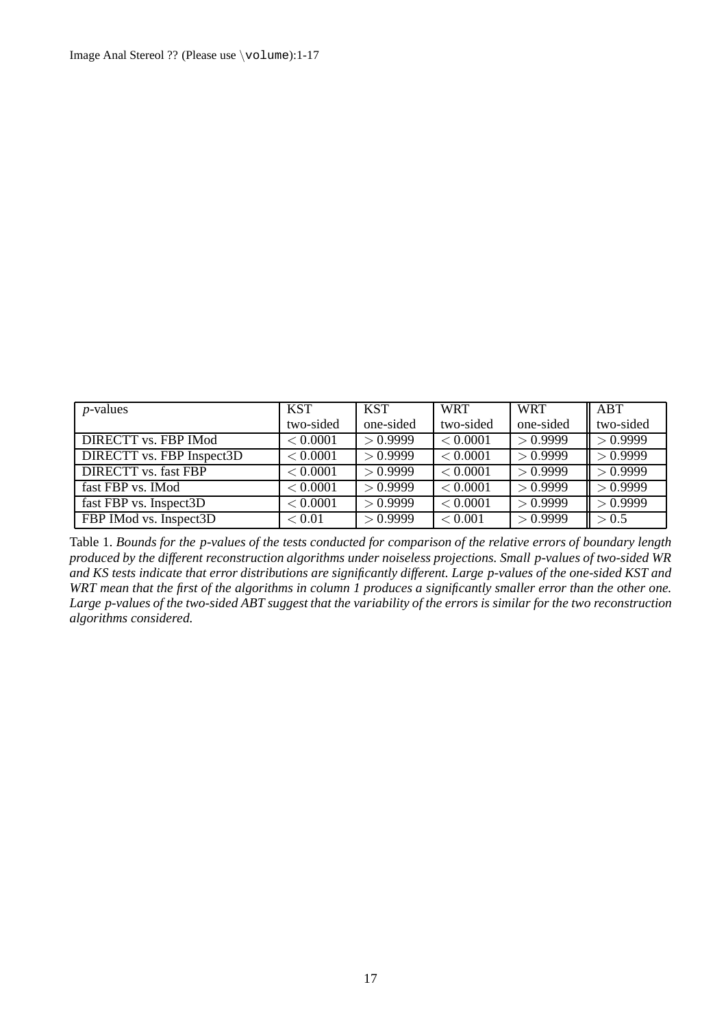| *p*-values | KST two-sided | KST one-sided | WRT two-sided | WRT one-sided | ABT two-sided |
| --- | --- | --- | --- | --- | --- |
| DIRECTT vs. FBP IMod | $< 0.0001$ | $> 0.9999$ | $< 0.0001$ | $> 0.9999$ | $> 0.9999$ |
| DIRECTT vs. FBP Inspect3D | $< 0.0001$ | $> 0.9999$ | $< 0.0001$ | $> 0.9999$ | $> 0.9999$ |
| DIRECTT vs. fast FBP | $< 0.0001$ | $> 0.9999$ | $< 0.0001$ | $> 0.9999$ | $> 0.9999$ |
| fast FBP vs. IMod | $< 0.0001$ | $> 0.9999$ | $< 0.0001$ | $> 0.9999$ | $> 0.9999$ |
| fast FBP vs. Inspect3D | $< 0.0001$ | $> 0.9999$ | $< 0.0001$ | $> 0.9999$ | $> 0.9999$ |
| FBP IMod vs. Inspect3D | $< 0.01$ | $> 0.9999$ | $< 0.001$ | $> 0.9999$ | $> 0.5$ |

Table 1. *Bounds for the p-values of the tests conducted for comparison of the relative errors of boundary length produced by the different reconstruction algorithms under noiseless projections. Small p-values of two-sided WR and KS tests indicate that error distributions are significantly different. Large p-values of the one-sided KST and WRT mean that the first of the algorithms in column 1 produces a significantly smaller error than the other one. Large p-values of the two-sided ABT suggest that the variability of the errors is similar for the two reconstruction algorithms considered.*